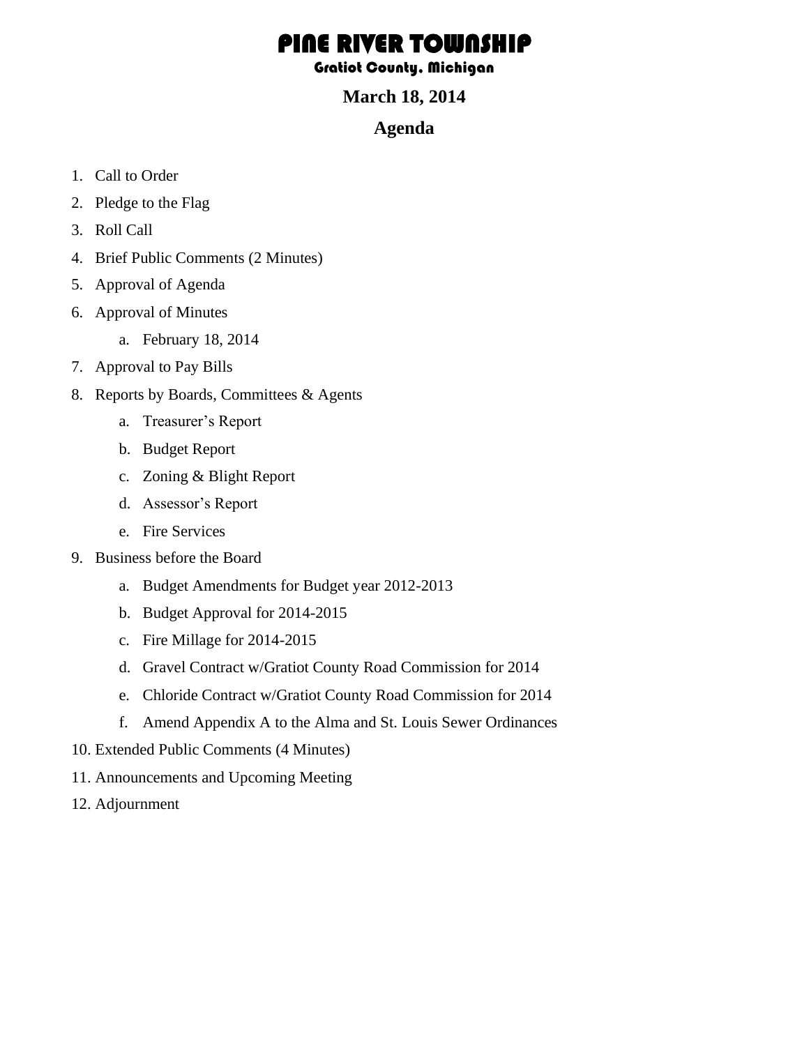# PINE RIVER TOWNSHIP

### Gratiot County, Michigan

## March 18, 2014

## Agenda

1. Call to Order
2. Pledge to the Flag
3. Roll Call
4. Brief Public Comments (2 Minutes)
5. Approval of Agenda
6. Approval of Minutes
    a. February 18, 2014
7. Approval to Pay Bills
8. Reports by Boards, Committees & Agents
    a. Treasurer's Report
    b. Budget Report
    c. Zoning & Blight Report
    d. Assessor's Report
    e. Fire Services
9. Business before the Board
    a. Budget Amendments for Budget year 2012-2013
    b. Budget Approval for 2014-2015
    c. Fire Millage for 2014-2015
    d. Gravel Contract w/Gratiot County Road Commission for 2014
    e. Chloride Contract w/Gratiot County Road Commission for 2014
    f. Amend Appendix A to the Alma and St. Louis Sewer Ordinances
10. Extended Public Comments (4 Minutes)
11. Announcements and Upcoming Meeting
12. Adjournment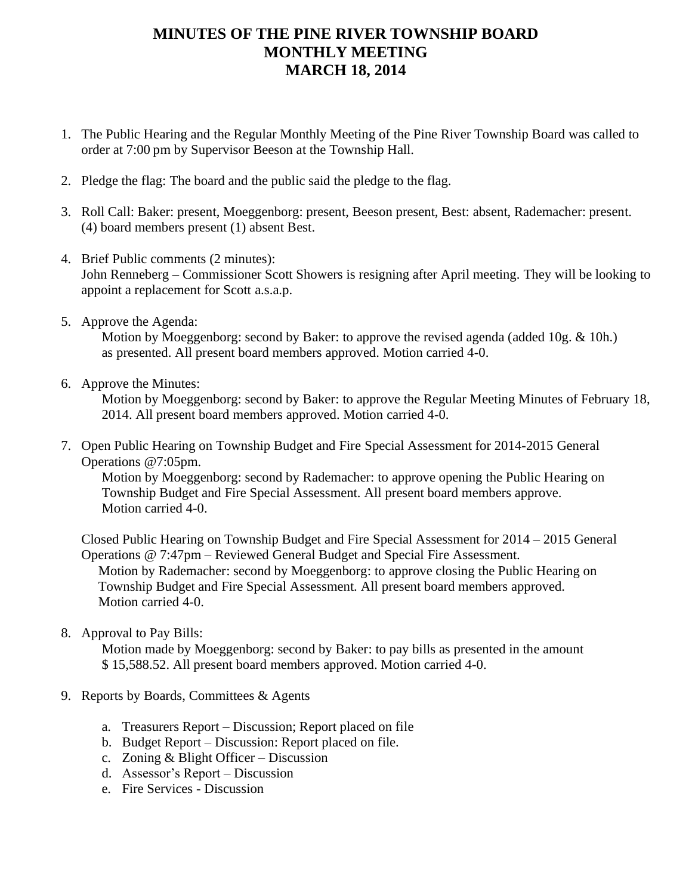# MINUTES OF THE PINE RIVER TOWNSHIP BOARD
# MONTHLY MEETING
# MARCH 18, 2014

1. The Public Hearing and the Regular Monthly Meeting of the Pine River Township Board was called to order at 7:00 pm by Supervisor Beeson at the Township Hall.

2. Pledge the flag: The board and the public said the pledge to the flag.

3. Roll Call: Baker: present, Moeggenborg: present, Beeson present, Best: absent, Rademacher: present. (4) board members present (1) absent Best.

4. Brief Public comments (2 minutes):
   John Renneberg – Commissioner Scott Showers is resigning after April meeting. They will be looking to appoint a replacement for Scott a.s.a.p.

5. Approve the Agenda:
   Motion by Moeggenborg: second by Baker: to approve the revised agenda (added 10g. & 10h.) as presented. All present board members approved. Motion carried 4-0.

6. Approve the Minutes:
   Motion by Moeggenborg: second by Baker: to approve the Regular Meeting Minutes of February 18, 2014. All present board members approved. Motion carried 4-0.

7. Open Public Hearing on Township Budget and Fire Special Assessment for 2014-2015 General Operations @7:05pm.
   Motion by Moeggenborg: second by Rademacher: to approve opening the Public Hearing on Township Budget and Fire Special Assessment. All present board members approve. Motion carried 4-0.

   Closed Public Hearing on Township Budget and Fire Special Assessment for 2014 – 2015 General Operations @ 7:47pm – Reviewed General Budget and Special Fire Assessment.
   Motion by Rademacher: second by Moeggenborg: to approve closing the Public Hearing on Township Budget and Fire Special Assessment. All present board members approved. Motion carried 4-0.

8. Approval to Pay Bills:
   Motion made by Moeggenborg: second by Baker: to pay bills as presented in the amount $ 15,588.52. All present board members approved. Motion carried 4-0.

9. Reports by Boards, Committees & Agents

   a. Treasurers Report – Discussion; Report placed on file
   b. Budget Report – Discussion: Report placed on file.
   c. Zoning & Blight Officer – Discussion
   d. Assessor's Report – Discussion
   e. Fire Services - Discussion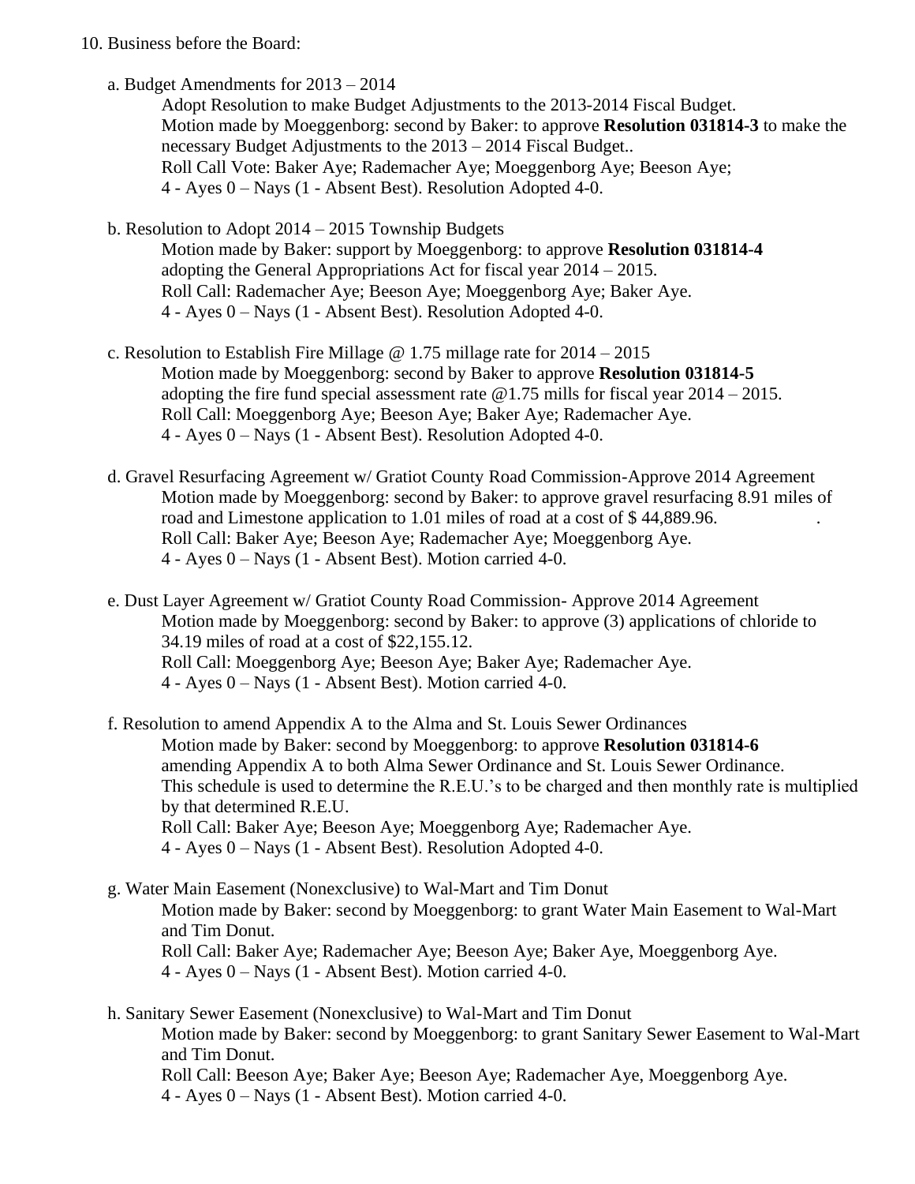10. Business before the Board:

   a. Budget Amendments for 2013 – 2014

      Adopt Resolution to make Budget Adjustments to the 2013-2014 Fiscal Budget.
      Motion made by Moeggenborg: second by Baker: to approve **Resolution 031814-3** to make the necessary Budget Adjustments to the 2013 – 2014 Fiscal Budget..
      Roll Call Vote: Baker Aye; Rademacher Aye; Moeggenborg Aye; Beeson Aye;
      4 - Ayes 0 – Nays (1 - Absent Best). Resolution Adopted 4-0.

   b. Resolution to Adopt 2014 – 2015 Township Budgets

      Motion made by Baker: support by Moeggenborg: to approve **Resolution 031814-4** adopting the General Appropriations Act for fiscal year 2014 – 2015.
      Roll Call: Rademacher Aye; Beeson Aye; Moeggenborg Aye; Baker Aye.
      4 - Ayes 0 – Nays (1 - Absent Best). Resolution Adopted 4-0.

   c. Resolution to Establish Fire Millage @ 1.75 millage rate for 2014 – 2015

      Motion made by Moeggenborg: second by Baker to approve **Resolution 031814-5** adopting the fire fund special assessment rate @1.75 mills for fiscal year 2014 – 2015.
      Roll Call: Moeggenborg Aye; Beeson Aye; Baker Aye; Rademacher Aye.
      4 - Ayes 0 – Nays (1 - Absent Best). Resolution Adopted 4-0.

   d. Gravel Resurfacing Agreement w/ Gratiot County Road Commission-Approve 2014 Agreement

      Motion made by Moeggenborg: second by Baker: to approve gravel resurfacing 8.91 miles of road and Limestone application to 1.01 miles of road at a cost of $ 44,889.96. .
      Roll Call: Baker Aye; Beeson Aye; Rademacher Aye; Moeggenborg Aye.
      4 - Ayes 0 – Nays (1 - Absent Best). Motion carried 4-0.

   e. Dust Layer Agreement w/ Gratiot County Road Commission- Approve 2014 Agreement

      Motion made by Moeggenborg: second by Baker: to approve (3) applications of chloride to 34.19 miles of road at a cost of $22,155.12.
      Roll Call: Moeggenborg Aye; Beeson Aye; Baker Aye; Rademacher Aye.
      4 - Ayes 0 – Nays (1 - Absent Best). Motion carried 4-0.

   f. Resolution to amend Appendix A to the Alma and St. Louis Sewer Ordinances

      Motion made by Baker: second by Moeggenborg: to approve **Resolution 031814-6** amending Appendix A to both Alma Sewer Ordinance and St. Louis Sewer Ordinance. This schedule is used to determine the R.E.U.'s to be charged and then monthly rate is multiplied by that determined R.E.U.
      Roll Call: Baker Aye; Beeson Aye; Moeggenborg Aye; Rademacher Aye.
      4 - Ayes 0 – Nays (1 - Absent Best). Resolution Adopted 4-0.

   g. Water Main Easement (Nonexclusive) to Wal-Mart and Tim Donut

      Motion made by Baker: second by Moeggenborg: to grant Water Main Easement to Wal-Mart and Tim Donut.
      Roll Call: Baker Aye; Rademacher Aye; Beeson Aye; Baker Aye, Moeggenborg Aye.
      4 - Ayes 0 – Nays (1 - Absent Best). Motion carried 4-0.

   h. Sanitary Sewer Easement (Nonexclusive) to Wal-Mart and Tim Donut

      Motion made by Baker: second by Moeggenborg: to grant Sanitary Sewer Easement to Wal-Mart and Tim Donut.
      Roll Call: Beeson Aye; Baker Aye; Beeson Aye; Rademacher Aye, Moeggenborg Aye.
      4 - Ayes 0 – Nays (1 - Absent Best). Motion carried 4-0.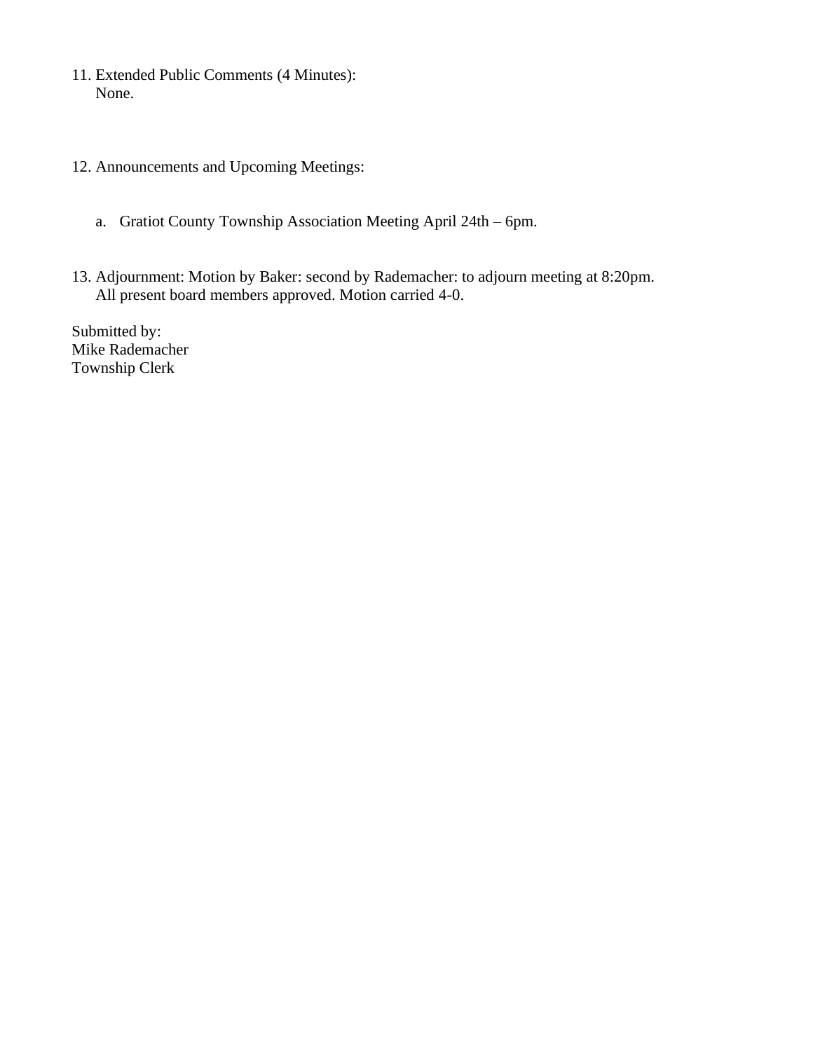11. Extended Public Comments (4 Minutes):
    None.

12. Announcements and Upcoming Meetings:

    a. Gratiot County Township Association Meeting April 24th – 6pm.

13. Adjournment: Motion by Baker: second by Rademacher: to adjourn meeting at 8:20pm.
    All present board members approved. Motion carried 4-0.

Submitted by:
Mike Rademacher
Township Clerk